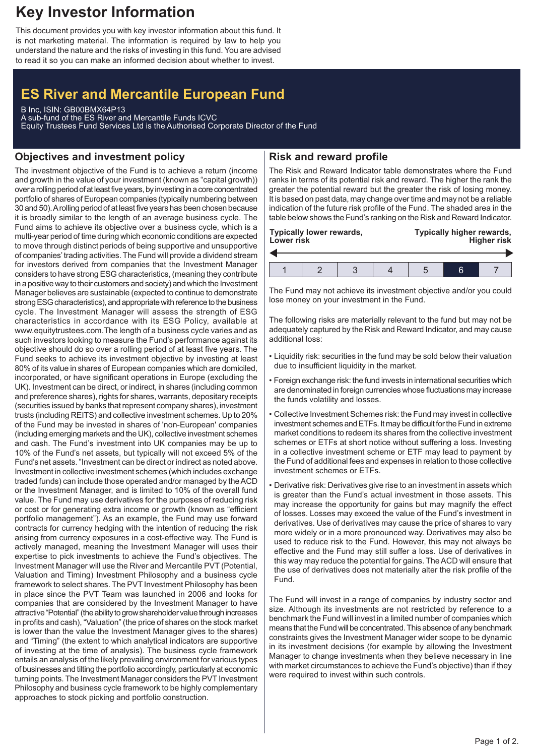# Key Investor Information

This document provides you with key investor information about this fund. It is not marketing material. The information is required by law to help you understand the nature and the risks of investing in this fund. You are advised to read it so you can make an informed decision about whether to invest.

## ES River and Mercantile European Fund

B Inc, ISIN: GB00BMX64P13
A sub-fund of the ES River and Mercantile Funds ICVC
Equity Trustees Fund Services Ltd is the Authorised Corporate Director of the Fund

## Objectives and investment policy

The investment objective of the Fund is to achieve a return (income and growth in the value of your investment (known as "capital growth)) over a rolling period of at least five years, by investing in a core concentrated portfolio of shares of European companies (typically numbering between 30 and 50). A rolling period of at least five years has been chosen because it is broadly similar to the length of an average business cycle. The Fund aims to achieve its objective over a business cycle, which is a multi-year period of time during which economic conditions are expected to move through distinct periods of being supportive and unsupportive of companies' trading activities. The Fund will provide a dividend stream for investors derived from companies that the Investment Manager considers to have strong ESG characteristics, (meaning they contribute in a positive way to their customers and society) and which the Investment Manager believes are sustainable (expected to continue to demonstrate strong ESG characteristics), and appropriate with reference to the business cycle. The Investment Manager will assess the strength of ESG characteristics in accordance with its ESG Policy, available at www.equitytrustees.com. The length of a business cycle varies and as such investors looking to measure the Fund's performance against its objective should do so over a rolling period of at least five years. The Fund seeks to achieve its investment objective by investing at least 80% of its value in shares of European companies which are domiciled, incorporated, or have significant operations in Europe (excluding the UK). Investment can be direct, or indirect, in shares (including common and preference shares), rights for shares, warrants, depositary receipts (securities issued by banks that represent company shares), investment trusts (including REITS) and collective investment schemes. Up to 20% of the Fund may be invested in shares of 'non-European' companies (including emerging markets and the UK), collective investment schemes and cash. The Fund's investment into UK companies may be up to 10% of the Fund's net assets, but typically will not exceed 5% of the Fund's net assets. "Investment can be direct or indirect as noted above. Investment in collective investment schemes (which includes exchange traded funds) can include those operated and/or managed by the ACD or the Investment Manager, and is limited to 10% of the overall fund value. The Fund may use derivatives for the purposes of reducing risk or cost or for generating extra income or growth (known as "efficient portfolio management"). As an example, the Fund may use forward contracts for currency hedging with the intention of reducing the risk arising from currency exposures in a cost-effective way. The Fund is actively managed, meaning the Investment Manager will uses their expertise to pick investments to achieve the Fund's objectives. The Investment Manager will use the River and Mercantile PVT (Potential, Valuation and Timing) Investment Philosophy and a business cycle framework to select shares. The PVT Investment Philosophy has been in place since the PVT Team was launched in 2006 and looks for companies that are considered by the Investment Manager to have attractive "Potential" (the ability to grow shareholder value through increases in profits and cash), "Valuation" (the price of shares on the stock market is lower than the value the Investment Manager gives to the shares) and "Timing" (the extent to which analytical indicators are supportive of investing at the time of analysis). The business cycle framework entails an analysis of the likely prevailing environment for various types of businesses and tilting the portfolio accordingly, particularly at economic turning points. The Investment Manager considers the PVT Investment Philosophy and business cycle framework to be highly complementary approaches to stock picking and portfolio construction.

## Risk and reward profile

The Risk and Reward Indicator table demonstrates where the Fund ranks in terms of its potential risk and reward. The higher the rank the greater the potential reward but the greater the risk of losing money. It is based on past data, may change over time and may not be a reliable indication of the future risk profile of the Fund. The shaded area in the table below shows the Fund's ranking on the Risk and Reward Indicator.

**Typically lower rewards, Lower risk** — **Typically higher rewards, Higher risk**

| 1 | 2 | 3 | 4 | 5 | **6** | 7 |
|---|---|---|---|---|---|---|

The Fund may not achieve its investment objective and/or you could lose money on your investment in the Fund.

The following risks are materially relevant to the fund but may not be adequately captured by the Risk and Reward Indicator, and may cause additional loss:

- Liquidity risk: securities in the fund may be sold below their valuation due to insufficient liquidity in the market.
- Foreign exchange risk: the fund invests in international securities which are denominated in foreign currencies whose fluctuations may increase the funds volatility and losses.
- Collective Investment Schemes risk: the Fund may invest in collective investment schemes and ETFs. It may be difficult for the Fund in extreme market conditions to redeem its shares from the collective investment schemes or ETFs at short notice without suffering a loss. Investing in a collective investment scheme or ETF may lead to payment by the Fund of additional fees and expenses in relation to those collective investment schemes or ETFs.
- Derivative risk: Derivatives give rise to an investment in assets which is greater than the Fund's actual investment in those assets. This may increase the opportunity for gains but may magnify the effect of losses. Losses may exceed the value of the Fund's investment in derivatives. Use of derivatives may cause the price of shares to vary more widely or in a more pronounced way. Derivatives may also be used to reduce risk to the Fund. However, this may not always be effective and the Fund may still suffer a loss. Use of derivatives in this way may reduce the potential for gains. The ACD will ensure that the use of derivatives does not materially alter the risk profile of the Fund.

The Fund will invest in a range of companies by industry sector and size. Although its investments are not restricted by reference to a benchmark the Fund will invest in a limited number of companies which means that the Fund will be concentrated. This absence of any benchmark constraints gives the Investment Manager wider scope to be dynamic in its investment decisions (for example by allowing the Investment Manager to change investments when they believe necessary in line with market circumstances to achieve the Fund's objective) than if they were required to invest within such controls.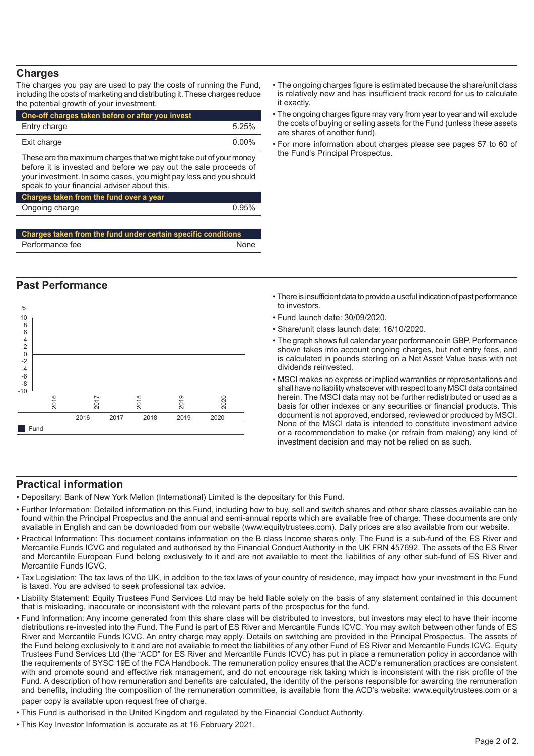## Charges

The charges you pay are used to pay the costs of running the Fund, including the costs of marketing and distributing it. These charges reduce the potential growth of your investment.

| One-off charges taken before or after you invest | |
|---|---|
| Entry charge | 5.25% |
| Exit charge | 0.00% |

These are the maximum charges that we might take out of your money before it is invested and before we pay out the sale proceeds of your investment. In some cases, you might pay less and you should speak to your financial adviser about this.

| Charges taken from the fund over a year | |
|---|---|
| Ongoing charge | 0.95% |

| Charges taken from the fund under certain specific conditions | |
|---|---|
| Performance fee | None |

- The ongoing charges figure is estimated because the share/unit class is relatively new and has insufficient track record for us to calculate it exactly.
- The ongoing charges figure may vary from year to year and will exclude the costs of buying or selling assets for the Fund (unless these assets are shares of another fund).
- For more information about charges please see pages 57 to 60 of the Fund's Principal Prospectus.

## Past Performance

%
10
8
6
4
2
0
-2
-4
-6
-8
-10

2016 2017 2018 2019 2020

2016 2017 2018 2019 2020

Fund

- There is insufficient data to provide a useful indication of past performance to investors.
- Fund launch date: 30/09/2020.
- Share/unit class launch date: 16/10/2020.
- The graph shows full calendar year performance in GBP. Performance shown takes into account ongoing charges, but not entry fees, and is calculated in pounds sterling on a Net Asset Value basis with net dividends reinvested.
- MSCI makes no express or implied warranties or representations and shall have no liability whatsoever with respect to any MSCI data contained herein. The MSCI data may not be further redistributed or used as a basis for other indexes or any securities or financial products. This document is not approved, endorsed, reviewed or produced by MSCI. None of the MSCI data is intended to constitute investment advice or a recommendation to make (or refrain from making) any kind of investment decision and may not be relied on as such.

## Practical information

- Depositary: Bank of New York Mellon (International) Limited is the depositary for this Fund.
- Further Information: Detailed information on this Fund, including how to buy, sell and switch shares and other share classes available can be found within the Principal Prospectus and the annual and semi-annual reports which are available free of charge. These documents are only available in English and can be downloaded from our website (www.equitytrustees.com). Daily prices are also available from our website.
- Practical Information: This document contains information on the B class Income shares only. The Fund is a sub-fund of the ES River and Mercantile Funds ICVC and regulated and authorised by the Financial Conduct Authority in the UK FRN 457692. The assets of the ES River and Mercantile European Fund belong exclusively to it and are not available to meet the liabilities of any other sub-fund of ES River and Mercantile Funds ICVC.
- Tax Legislation: The tax laws of the UK, in addition to the tax laws of your country of residence, may impact how your investment in the Fund is taxed. You are advised to seek professional tax advice.
- Liability Statement: Equity Trustees Fund Services Ltd may be held liable solely on the basis of any statement contained in this document that is misleading, inaccurate or inconsistent with the relevant parts of the prospectus for the fund.
- Fund information: Any income generated from this share class will be distributed to investors, but investors may elect to have their income distributions re-invested into the Fund. The Fund is part of ES River and Mercantile Funds ICVC. You may switch between other funds of ES River and Mercantile Funds ICVC. An entry charge may apply. Details on switching are provided in the Principal Prospectus. The assets of the Fund belong exclusively to it and are not available to meet the liabilities of any other Fund of ES River and Mercantile Funds ICVC. Equity Trustees Fund Services Ltd (the "ACD" for ES River and Mercantile Funds ICVC) has put in place a remuneration policy in accordance with the requirements of SYSC 19E of the FCA Handbook. The remuneration policy ensures that the ACD's remuneration practices are consistent with and promote sound and effective risk management, and do not encourage risk taking which is inconsistent with the risk profile of the Fund. A description of how remuneration and benefits are calculated, the identity of the persons responsible for awarding the remuneration and benefits, including the composition of the remuneration committee, is available from the ACD's website: www.equitytrustees.com or a paper copy is available upon request free of charge.
- This Fund is authorised in the United Kingdom and regulated by the Financial Conduct Authority.
- This Key Investor Information is accurate as at 16 February 2021.